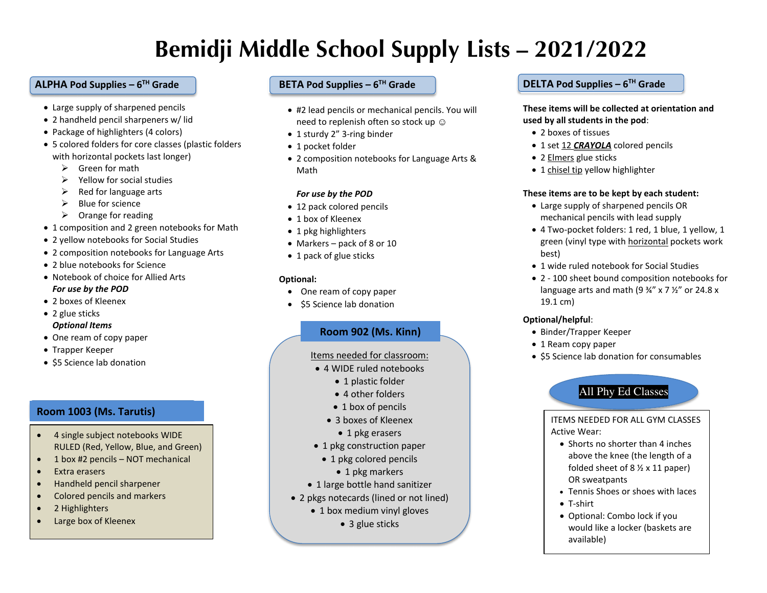# Bemidji Middle School Supply Lists – 2021/2022

## ALPHA Pod Supplies – 6TH Grade

- Large supply of sharpened pencils
- 2 handheld pencil sharpeners w/ lid
- Package of highlighters (4 colors)
- 5 colored folders for core classes (plastic folders with horizontal pockets last longer)
  - Green for math
  - Yellow for social studies
  - Red for language arts
  - Blue for science
  - Orange for reading
- 1 composition and 2 green notebooks for Math
- 2 yellow notebooks for Social Studies
- 2 composition notebooks for Language Arts
- 2 blue notebooks for Science
- Notebook of choice for Allied Arts

***For use by the POD***

- 2 boxes of Kleenex
- 2 glue sticks

***Optional Items***

- One ream of copy paper
- Trapper Keeper
- $5 Science lab donation

## Room 1003 (Ms. Tarutis)

- 4 single subject notebooks WIDE RULED (Red, Yellow, Blue, and Green)
- 1 box #2 pencils – NOT mechanical
- Extra erasers
- Handheld pencil sharpener
- Colored pencils and markers
- 2 Highlighters
- Large box of Kleenex

## BETA Pod Supplies – 6TH Grade

- #2 lead pencils or mechanical pencils. You will need to replenish often so stock up ☺
- 1 sturdy 2" 3-ring binder
- 1 pocket folder
- 2 composition notebooks for Language Arts & Math

***For use by the POD***

- 12 pack colored pencils
- 1 box of Kleenex
- 1 pkg highlighters
- Markers – pack of 8 or 10
- 1 pack of glue sticks

**Optional:**

- One ream of copy paper
- $5 Science lab donation

## Room 902 (Ms. Kinn)

Items needed for classroom:

- 4 WIDE ruled notebooks
- 1 plastic folder
- 4 other folders
- 1 box of pencils
- 3 boxes of Kleenex
- 1 pkg erasers
- 1 pkg construction paper
- 1 pkg colored pencils
- 1 pkg markers
- 1 large bottle hand sanitizer
- 2 pkgs notecards (lined or not lined)
- 1 box medium vinyl gloves
- 3 glue sticks

## DELTA Pod Supplies – 6TH Grade

**These items will be collected at orientation and used by all students in the pod**:

- 2 boxes of tissues
- 1 set 12 ***CRAYOLA*** colored pencils
- 2 Elmers glue sticks
- 1 chisel tip yellow highlighter

**These items are to be kept by each student:**

- Large supply of sharpened pencils OR mechanical pencils with lead supply
- 4 Two-pocket folders: 1 red, 1 blue, 1 yellow, 1 green (vinyl type with horizontal pockets work best)
- 1 wide ruled notebook for Social Studies
- 2 - 100 sheet bound composition notebooks for language arts and math (9 ¾" x 7 ½" or 24.8 x 19.1 cm)

**Optional/helpful**:

- Binder/Trapper Keeper
- 1 Ream copy paper
- $5 Science lab donation for consumables

## All Phy Ed Classes

ITEMS NEEDED FOR ALL GYM CLASSES

Active Wear:

- Shorts no shorter than 4 inches above the knee (the length of a folded sheet of 8 ½ x 11 paper) OR sweatpants
- Tennis Shoes or shoes with laces
- T-shirt
- Optional: Combo lock if you would like a locker (baskets are available)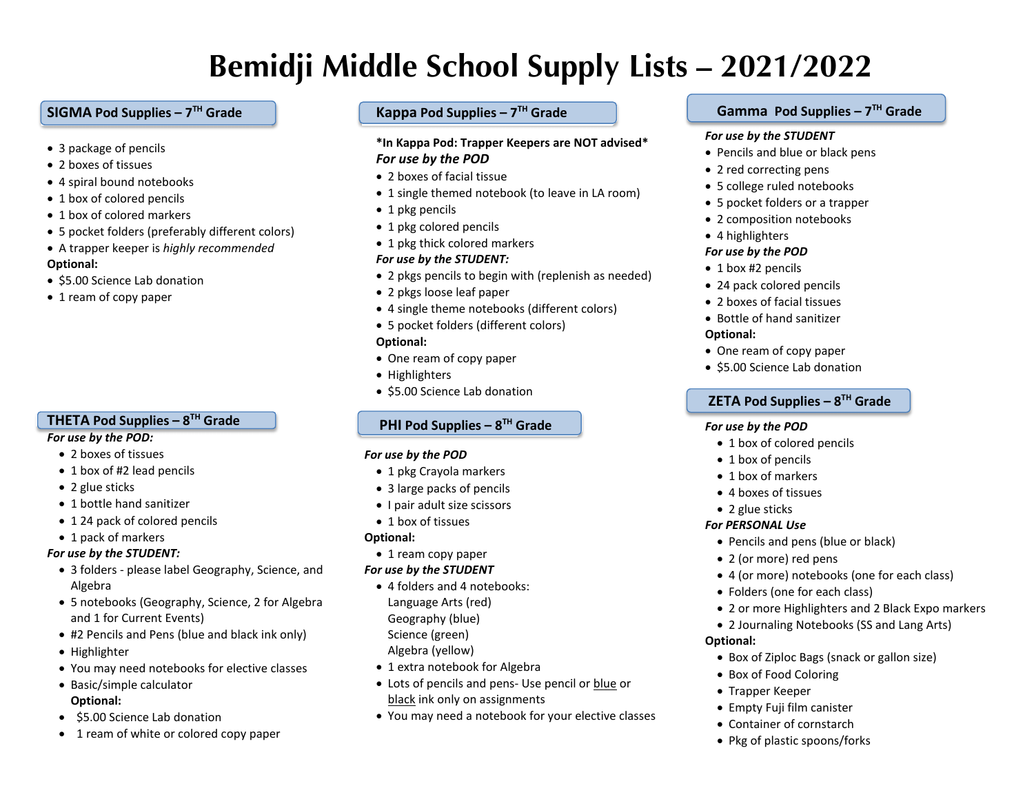# Bemidji Middle School Supply Lists – 2021/2022

## SIGMA Pod Supplies – 7TH Grade

- 3 package of pencils
- 2 boxes of tissues
- 4 spiral bound notebooks
- 1 box of colored pencils
- 1 box of colored markers
- 5 pocket folders (preferably different colors)
- A trapper keeper is *highly recommended*

**Optional:**

- $5.00 Science Lab donation
- 1 ream of copy paper

## Kappa Pod Supplies – 7TH Grade

**\*In Kappa Pod: Trapper Keepers are NOT advised\***

***For use by the POD***

- 2 boxes of facial tissue
- 1 single themed notebook (to leave in LA room)
- 1 pkg pencils
- 1 pkg colored pencils
- 1 pkg thick colored markers

***For use by the STUDENT:***

- 2 pkgs pencils to begin with (replenish as needed)
- 2 pkgs loose leaf paper
- 4 single theme notebooks (different colors)
- 5 pocket folders (different colors)

**Optional:**

- One ream of copy paper
- Highlighters
- $5.00 Science Lab donation

## Gamma Pod Supplies – 7TH Grade

***For use by the STUDENT***

- Pencils and blue or black pens
- 2 red correcting pens
- 5 college ruled notebooks
- 5 pocket folders or a trapper
- 2 composition notebooks
- 4 highlighters

***For use by the POD***

- 1 box #2 pencils
- 24 pack colored pencils
- 2 boxes of facial tissues
- Bottle of hand sanitizer

**Optional:**

- One ream of copy paper
- $5.00 Science Lab donation

## THETA Pod Supplies – 8TH Grade

***For use by the POD:***

- 2 boxes of tissues
- 1 box of #2 lead pencils
- 2 glue sticks
- 1 bottle hand sanitizer
- 1 24 pack of colored pencils
- 1 pack of markers

***For use by the STUDENT:***

- 3 folders - please label Geography, Science, and Algebra
- 5 notebooks (Geography, Science, 2 for Algebra and 1 for Current Events)
- #2 Pencils and Pens (blue and black ink only)
- Highlighter
- You may need notebooks for elective classes
- Basic/simple calculator

**Optional:**

- $5.00 Science Lab donation
- 1 ream of white or colored copy paper

## PHI Pod Supplies – 8TH Grade

***For use by the POD***

- 1 pkg Crayola markers
- 3 large packs of pencils
- I pair adult size scissors
- 1 box of tissues

**Optional:**

- 1 ream copy paper

***For use by the STUDENT***

- 4 folders and 4 notebooks:
  Language Arts (red)
  Geography (blue)
  Science (green)
  Algebra (yellow)
- 1 extra notebook for Algebra
- Lots of pencils and pens- Use pencil or blue or black ink only on assignments
- You may need a notebook for your elective classes

## ZETA Pod Supplies – 8TH Grade

***For use by the POD***

- 1 box of colored pencils
- 1 box of pencils
- 1 box of markers
- 4 boxes of tissues
- 2 glue sticks

***For PERSONAL Use***

- Pencils and pens (blue or black)
- 2 (or more) red pens
- 4 (or more) notebooks (one for each class)
- Folders (one for each class)
- 2 or more Highlighters and 2 Black Expo markers
- 2 Journaling Notebooks (SS and Lang Arts)

**Optional:**

- Box of Ziploc Bags (snack or gallon size)
- Box of Food Coloring
- Trapper Keeper
- Empty Fuji film canister
- Container of cornstarch
- Pkg of plastic spoons/forks